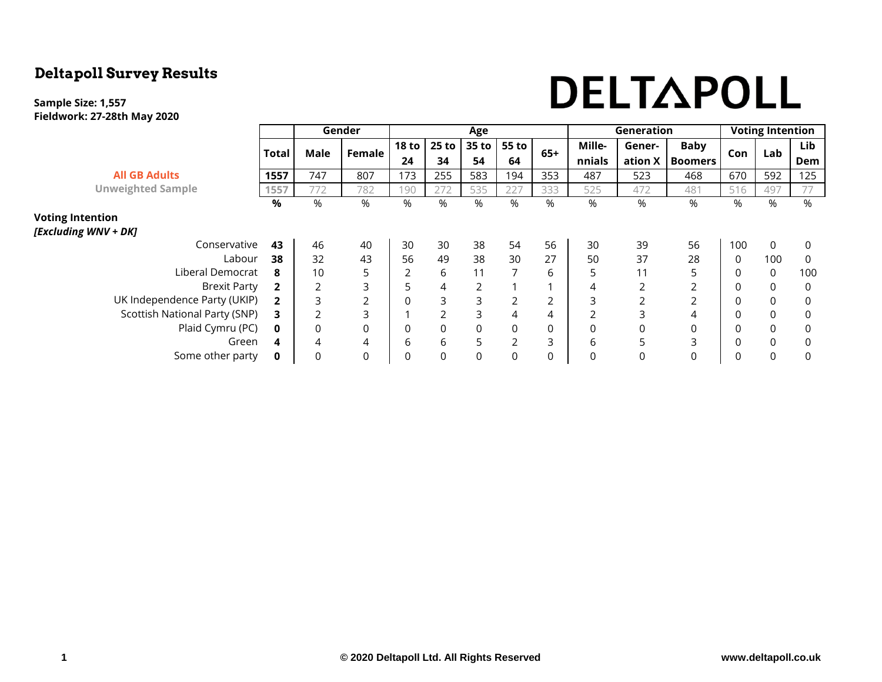# Deltapoll Survey Results

**Sample Size: 1,557**
**Fieldwork: 27-28th May 2020**

DELTAPOLL

| | Total | Gender | | Age | | | | | Generation | | | Voting Intention | | |
|---|---|---|---|---|---|---|---|---|---|---|---|---|---|---|
| | | Male | Female | 18 to 24 | 25 to 34 | 35 to 54 | 55 to 64 | 65+ | Mille-nnials | Gener-ation X | Baby Boomers | Con | Lab | Lib Dem |
| All GB Adults | 1557 | 747 | 807 | 173 | 255 | 583 | 194 | 353 | 487 | 523 | 468 | 670 | 592 | 125 |
| Unweighted Sample | 1557 | 772 | 782 | 190 | 272 | 535 | 227 | 333 | 525 | 472 | 481 | 516 | 497 | 77 |
| | % | % | % | % | % | % | % | % | % | % | % | % | % | % |
| **Voting Intention** *[Excluding WNV + DK]* | | | | | | | | | | | | | | |
| Conservative | **43** | 46 | 40 | 30 | 30 | 38 | 54 | 56 | 30 | 39 | 56 | 100 | 0 | 0 |
| Labour | **38** | 32 | 43 | 56 | 49 | 38 | 30 | 27 | 50 | 37 | 28 | 0 | 100 | 0 |
| Liberal Democrat | **8** | 10 | 5 | 2 | 6 | 11 | 7 | 6 | 5 | 11 | 5 | 0 | 0 | 100 |
| Brexit Party | **2** | 2 | 3 | 5 | 4 | 2 | 1 | 1 | 4 | 2 | 2 | 0 | 0 | 0 |
| UK Independence Party (UKIP) | **2** | 3 | 2 | 0 | 3 | 3 | 2 | 2 | 3 | 2 | 2 | 0 | 0 | 0 |
| Scottish National Party (SNP) | **3** | 2 | 3 | 1 | 2 | 3 | 4 | 4 | 2 | 3 | 4 | 0 | 0 | 0 |
| Plaid Cymru (PC) | **0** | 0 | 0 | 0 | 0 | 0 | 0 | 0 | 0 | 0 | 0 | 0 | 0 | 0 |
| Green | **4** | 4 | 4 | 6 | 6 | 5 | 2 | 3 | 6 | 5 | 3 | 0 | 0 | 0 |
| Some other party | **0** | 0 | 0 | 0 | 0 | 0 | 0 | 0 | 0 | 0 | 0 | 0 | 0 | 0 |

© 2020 Deltapoll Ltd. All Rights Reserved www.deltapoll.co.uk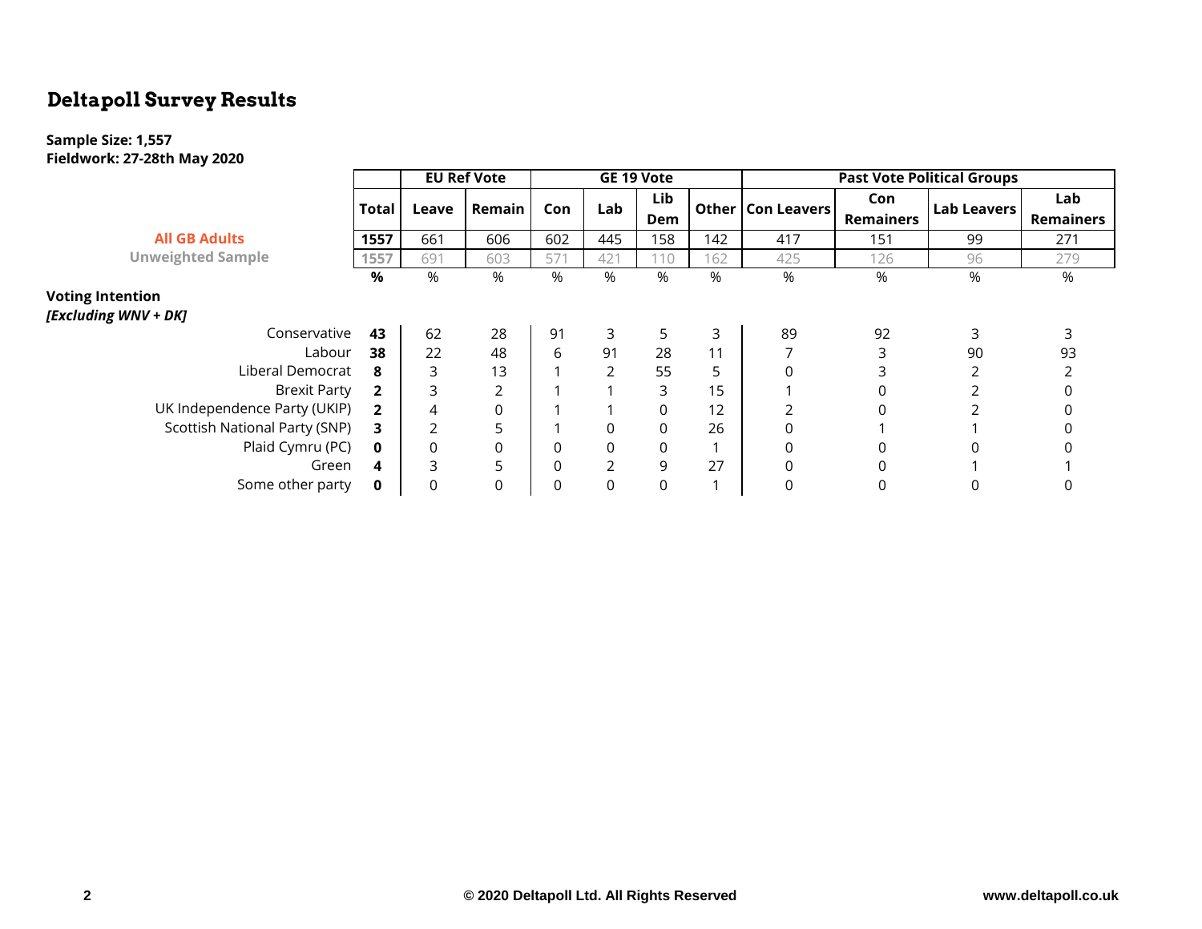# Deltapoll Survey Results

**Sample Size: 1,557**
**Fieldwork: 27-28th May 2020**

| | | EU Ref Vote | | GE 19 Vote | | | | Past Vote Political Groups | | | |
|---|---|---|---|---|---|---|---|---|---|---|---|
| | Total | Leave | Remain | Con | Lab | Lib Dem | Other | Con Leavers | Con Remainers | Lab Leavers | Lab Remainers |
| All GB Adults | 1557 | 661 | 606 | 602 | 445 | 158 | 142 | 417 | 151 | 99 | 271 |
| Unweighted Sample | 1557 | 691 | 603 | 571 | 421 | 110 | 162 | 425 | 126 | 96 | 279 |
| | % | % | % | % | % | % | % | % | % | % | % |
| **Voting Intention** *[Excluding WNV + DK]* | | | | | | | | | | | |
| Conservative | **43** | 62 | 28 | 91 | 3 | 5 | 3 | 89 | 92 | 3 | 3 |
| Labour | **38** | 22 | 48 | 6 | 91 | 28 | 11 | 7 | 3 | 90 | 93 |
| Liberal Democrat | **8** | 3 | 13 | 1 | 2 | 55 | 5 | 0 | 3 | 2 | 2 |
| Brexit Party | **2** | 3 | 2 | 1 | 1 | 3 | 15 | 1 | 0 | 2 | 0 |
| UK Independence Party (UKIP) | **2** | 4 | 0 | 1 | 1 | 0 | 12 | 2 | 0 | 2 | 0 |
| Scottish National Party (SNP) | **3** | 2 | 5 | 1 | 0 | 0 | 26 | 0 | 1 | 1 | 0 |
| Plaid Cymru (PC) | **0** | 0 | 0 | 0 | 0 | 0 | 1 | 0 | 0 | 0 | 0 |
| Green | **4** | 3 | 5 | 0 | 2 | 9 | 27 | 0 | 0 | 1 | 1 |
| Some other party | **0** | 0 | 0 | 0 | 0 | 0 | 1 | 0 | 0 | 0 | 0 |

© 2020 Deltapoll Ltd. All Rights Reserved www.deltapoll.co.uk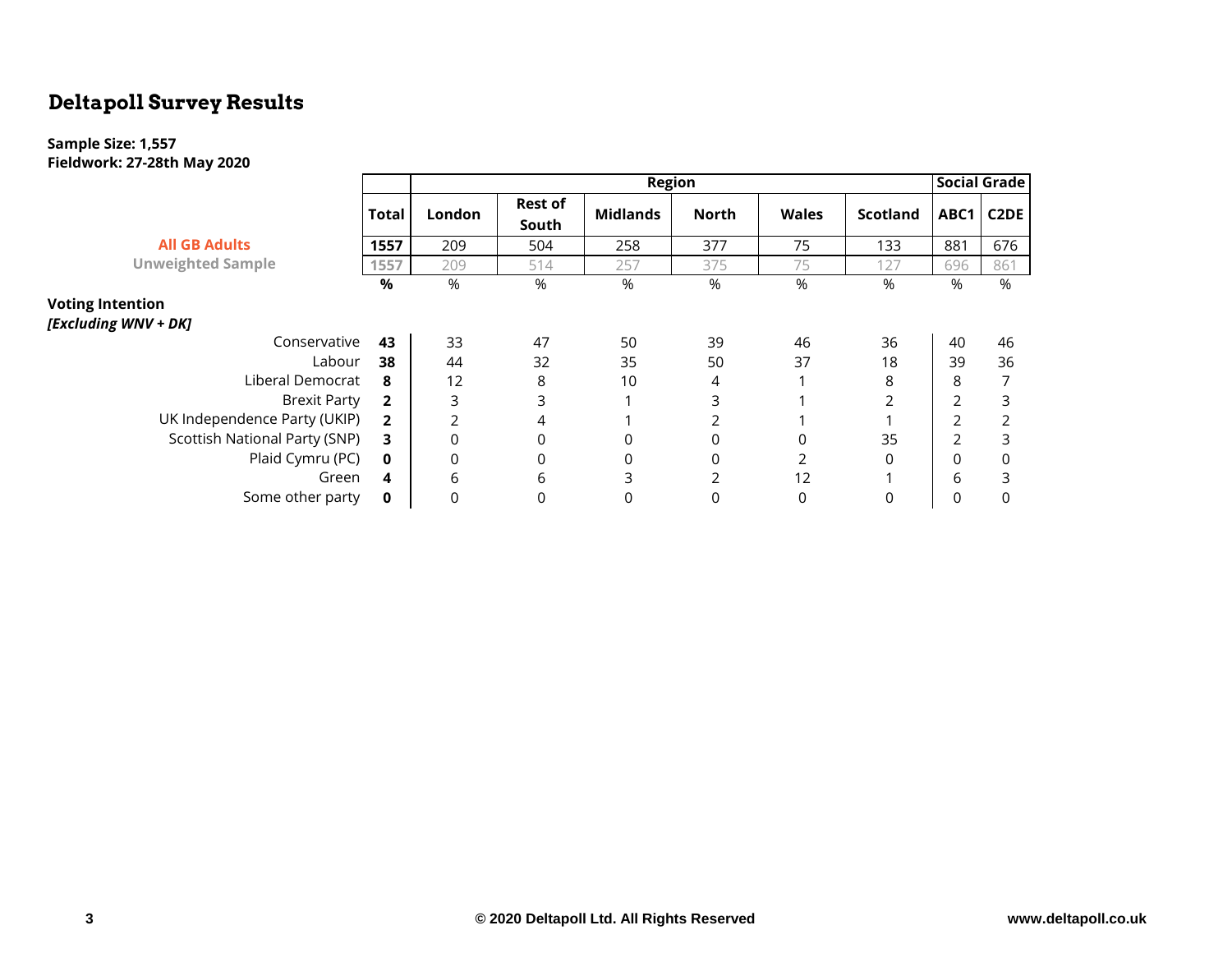# Deltapoll Survey Results

**Sample Size: 1,557**
**Fieldwork: 27-28th May 2020**

| | | Region | | | | | | Social Grade | |
|---|---|---|---|---|---|---|---|---|---|
| | Total | London | Rest of South | Midlands | North | Wales | Scotland | ABC1 | C2DE |
| **All GB Adults** | 1557 | 209 | 504 | 258 | 377 | 75 | 133 | 881 | 676 |
| Unweighted Sample | 1557 | 209 | 514 | 257 | 375 | 75 | 127 | 696 | 861 |
| | % | % | % | % | % | % | % | % | % |
| **Voting Intention** | | | | | | | | | |
| ***[Excluding WNV + DK]*** | | | | | | | | | |
| Conservative | **43** | 33 | 47 | 50 | 39 | 46 | 36 | 40 | 46 |
| Labour | **38** | 44 | 32 | 35 | 50 | 37 | 18 | 39 | 36 |
| Liberal Democrat | **8** | 12 | 8 | 10 | 4 | 1 | 8 | 8 | 7 |
| Brexit Party | **2** | 3 | 3 | 1 | 3 | 1 | 2 | 2 | 3 |
| UK Independence Party (UKIP) | **2** | 2 | 4 | 1 | 2 | 1 | 1 | 2 | 2 |
| Scottish National Party (SNP) | **3** | 0 | 0 | 0 | 0 | 0 | 35 | 2 | 3 |
| Plaid Cymru (PC) | **0** | 0 | 0 | 0 | 0 | 2 | 0 | 0 | 0 |
| Green | **4** | 6 | 6 | 3 | 2 | 12 | 1 | 6 | 3 |
| Some other party | **0** | 0 | 0 | 0 | 0 | 0 | 0 | 0 | 0 |

© 2020 Deltapoll Ltd. All Rights Reserved www.deltapoll.co.uk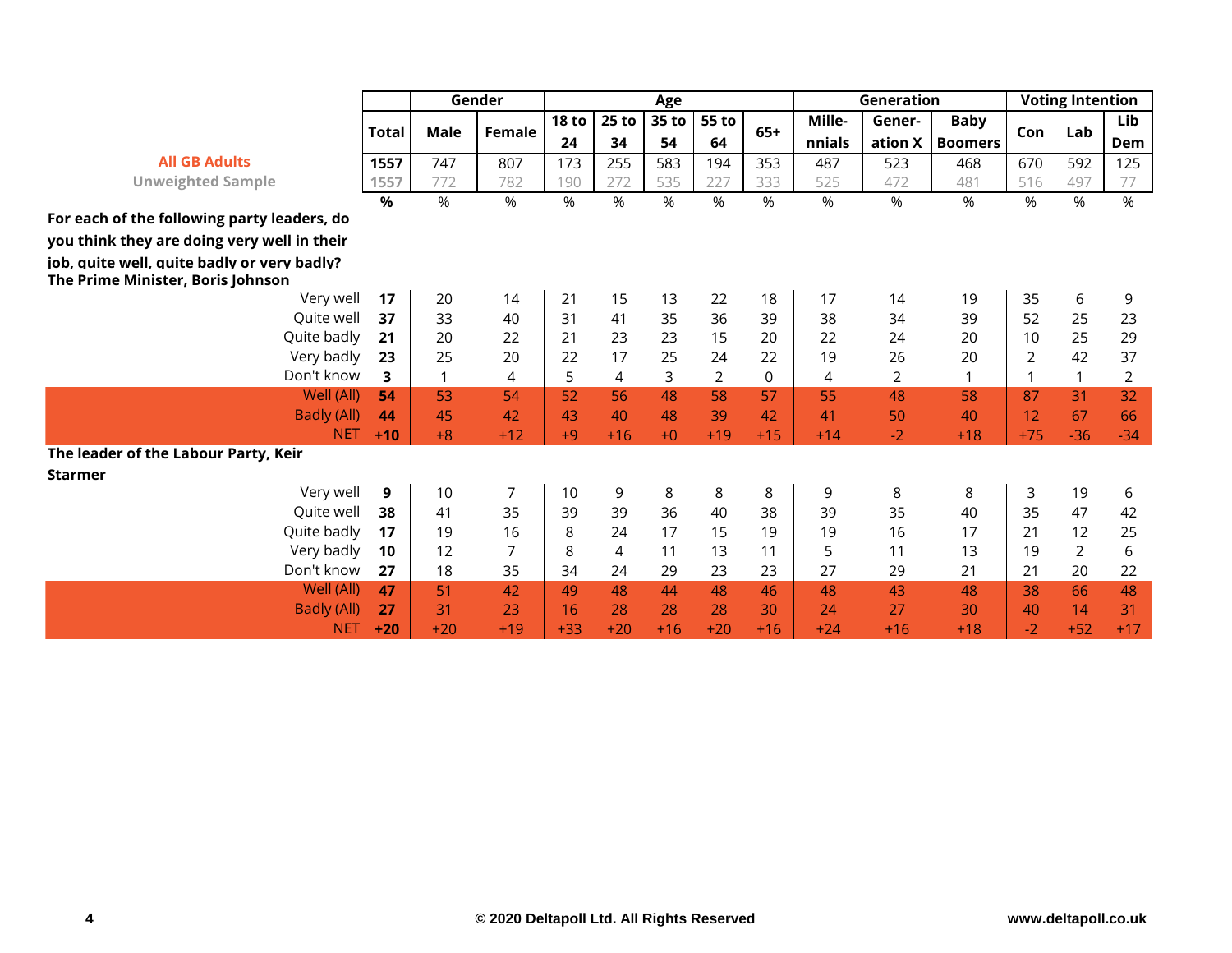| | Total | Gender | | Age | | | | | Generation | | | Voting Intention | | |
|---|---|---|---|---|---|---|---|---|---|---|---|---|---|---|
| | | Male | Female | 18 to 24 | 25 to 34 | 35 to 54 | 55 to 64 | 65+ | Mille-nnials | Gener-ation X | Baby Boomers | Con | Lab | Lib Dem |
| **All GB Adults** | **1557** | 747 | 807 | 173 | 255 | 583 | 194 | 353 | 487 | 523 | 468 | 670 | 592 | 125 |
| Unweighted Sample | 1557 | 772 | 782 | 190 | 272 | 535 | 227 | 333 | 525 | 472 | 481 | 516 | 497 | 77 |
| | **%** | % | % | % | % | % | % | % | % | % | % | % | % | % |
| **For each of the following party leaders, do you think they are doing very well in their job, quite well, quite badly or very badly?** | | | | | | | | | | | | | | |
| **The Prime Minister, Boris Johnson** | | | | | | | | | | | | | | |
| Very well | **17** | 20 | 14 | 21 | 15 | 13 | 22 | 18 | 17 | 14 | 19 | 35 | 6 | 9 |
| Quite well | **37** | 33 | 40 | 31 | 41 | 35 | 36 | 39 | 38 | 34 | 39 | 52 | 25 | 23 |
| Quite badly | **21** | 20 | 22 | 21 | 23 | 23 | 15 | 20 | 22 | 24 | 20 | 10 | 25 | 29 |
| Very badly | **23** | 25 | 20 | 22 | 17 | 25 | 24 | 22 | 19 | 26 | 20 | 2 | 42 | 37 |
| Don't know | **3** | 1 | 4 | 5 | 4 | 3 | 2 | 0 | 4 | 2 | 1 | 1 | 1 | 2 |
| Well (All) | **54** | 53 | 54 | 52 | 56 | 48 | 58 | 57 | 55 | 48 | 58 | 87 | 31 | 32 |
| Badly (All) | **44** | 45 | 42 | 43 | 40 | 48 | 39 | 42 | 41 | 50 | 40 | 12 | 67 | 66 |
| NET | **+10** | +8 | +12 | +9 | +16 | +0 | +19 | +15 | +14 | -2 | +18 | +75 | -36 | -34 |
| **The leader of the Labour Party, Keir Starmer** | | | | | | | | | | | | | | |
| Very well | **9** | 10 | 7 | 10 | 9 | 8 | 8 | 8 | 9 | 8 | 8 | 3 | 19 | 6 |
| Quite well | **38** | 41 | 35 | 39 | 39 | 36 | 40 | 38 | 39 | 35 | 40 | 35 | 47 | 42 |
| Quite badly | **17** | 19 | 16 | 8 | 24 | 17 | 15 | 19 | 19 | 16 | 17 | 21 | 12 | 25 |
| Very badly | **10** | 12 | 7 | 8 | 4 | 11 | 13 | 11 | 5 | 11 | 13 | 19 | 2 | 6 |
| Don't know | **27** | 18 | 35 | 34 | 24 | 29 | 23 | 23 | 27 | 29 | 21 | 21 | 20 | 22 |
| Well (All) | **47** | 51 | 42 | 49 | 48 | 44 | 48 | 46 | 48 | 43 | 48 | 38 | 66 | 48 |
| Badly (All) | **27** | 31 | 23 | 16 | 28 | 28 | 28 | 30 | 24 | 27 | 30 | 40 | 14 | 31 |
| NET | **+20** | +20 | +19 | +33 | +20 | +16 | +20 | +16 | +24 | +16 | +18 | -2 | +52 | +17 |

© 2020 Deltapoll Ltd. All Rights Reserved www.deltapoll.co.uk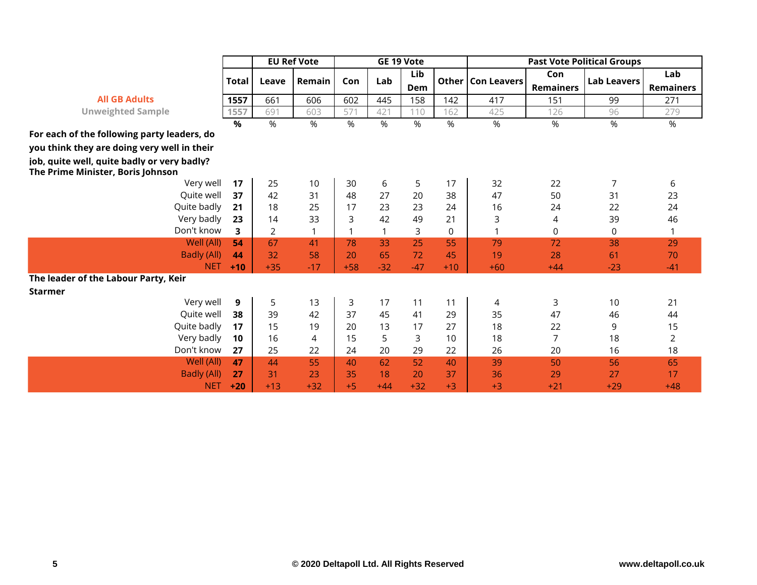| | Total | EU Ref Vote | | GE 19 Vote | | | | Past Vote Political Groups | | | |
|---|---|---|---|---|---|---|---|---|---|---|---|
| | | Leave | Remain | Con | Lab | Lib Dem | Other | Con Leavers | Con Remainers | Lab Leavers | Lab Remainers |
| **All GB Adults** | **1557** | 661 | 606 | 602 | 445 | 158 | 142 | 417 | 151 | 99 | 271 |
| Unweighted Sample | 1557 | 691 | 603 | 571 | 421 | 110 | 162 | 425 | 126 | 96 | 279 |
| | **%** | % | % | % | % | % | % | % | % | % | % |
| **For each of the following party leaders, do you think they are doing very well in their job, quite well, quite badly or very badly?** | | | | | | | | | | | |
| **The Prime Minister, Boris Johnson** | | | | | | | | | | | |
| Very well | **17** | 25 | 10 | 30 | 6 | 5 | 17 | 32 | 22 | 7 | 6 |
| Quite well | **37** | 42 | 31 | 48 | 27 | 20 | 38 | 47 | 50 | 31 | 23 |
| Quite badly | **21** | 18 | 25 | 17 | 23 | 23 | 24 | 16 | 24 | 22 | 24 |
| Very badly | **23** | 14 | 33 | 3 | 42 | 49 | 21 | 3 | 4 | 39 | 46 |
| Don't know | **3** | 2 | 1 | 1 | 1 | 3 | 0 | 1 | 0 | 0 | 1 |
| Well (All) | **54** | 67 | 41 | 78 | 33 | 25 | 55 | 79 | 72 | 38 | 29 |
| Badly (All) | **44** | 32 | 58 | 20 | 65 | 72 | 45 | 19 | 28 | 61 | 70 |
| NET | **+10** | +35 | -17 | +58 | -32 | -47 | +10 | +60 | +44 | -23 | -41 |
| **The leader of the Labour Party, Keir Starmer** | | | | | | | | | | | |
| Very well | **9** | 5 | 13 | 3 | 17 | 11 | 11 | 4 | 3 | 10 | 21 |
| Quite well | **38** | 39 | 42 | 37 | 45 | 41 | 29 | 35 | 47 | 46 | 44 |
| Quite badly | **17** | 15 | 19 | 20 | 13 | 17 | 27 | 18 | 22 | 9 | 15 |
| Very badly | **10** | 16 | 4 | 15 | 5 | 3 | 10 | 18 | 7 | 18 | 2 |
| Don't know | **27** | 25 | 22 | 24 | 20 | 29 | 22 | 26 | 20 | 16 | 18 |
| Well (All) | **47** | 44 | 55 | 40 | 62 | 52 | 40 | 39 | 50 | 56 | 65 |
| Badly (All) | **27** | 31 | 23 | 35 | 18 | 20 | 37 | 36 | 29 | 27 | 17 |
| NET | **+20** | +13 | +32 | +5 | +44 | +32 | +3 | +3 | +21 | +29 | +48 |

© 2020 Deltapoll Ltd. All Rights Reserved

www.deltapoll.co.uk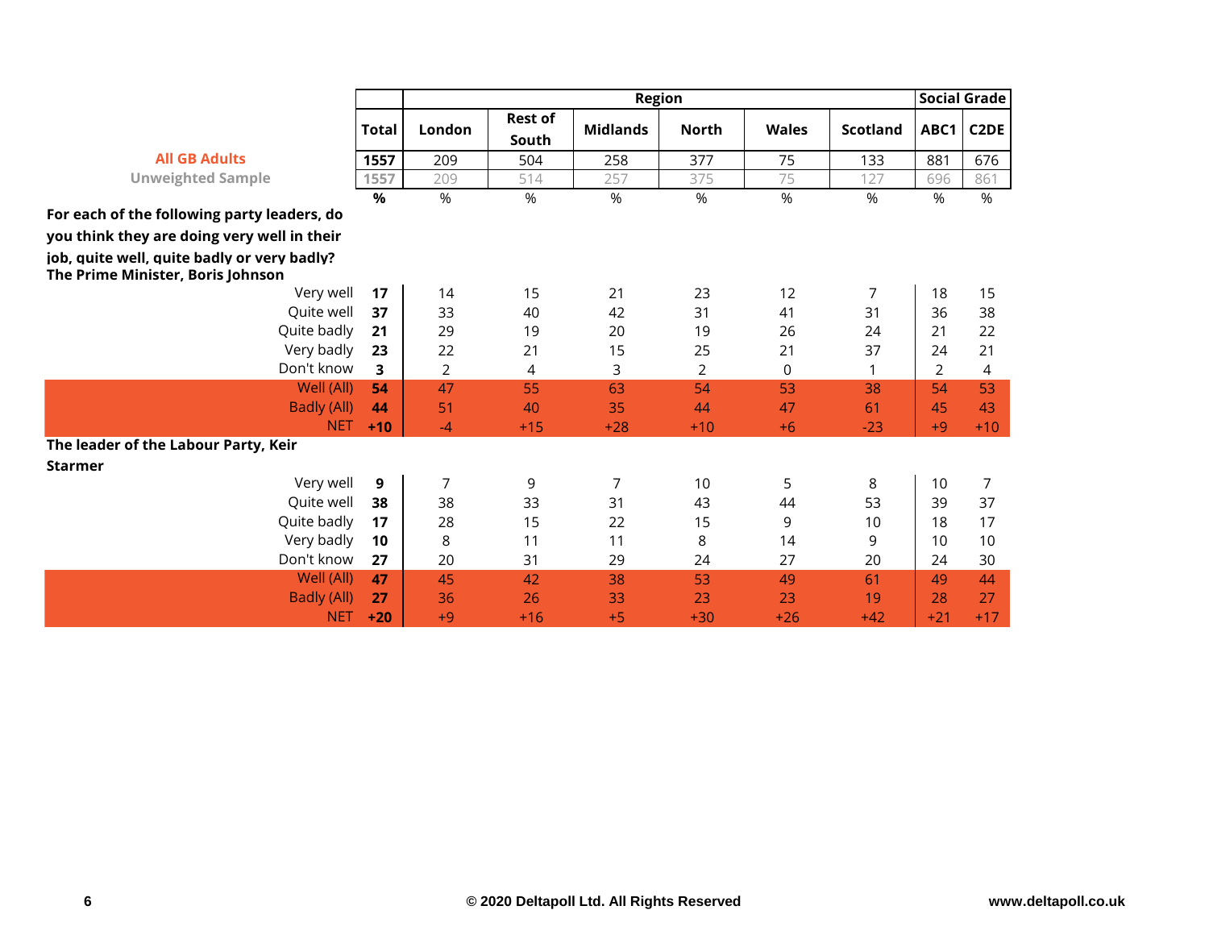| | Total | Region | | | | | | Social Grade | |
|---|---|---|---|---|---|---|---|---|---|
| | | London | Rest of South | Midlands | North | Wales | Scotland | ABC1 | C2DE |
| **All GB Adults** | 1557 | 209 | 504 | 258 | 377 | 75 | 133 | 881 | 676 |
| Unweighted Sample | 1557 | 209 | 514 | 257 | 375 | 75 | 127 | 696 | 861 |
| | % | % | % | % | % | % | % | % | % |
| **For each of the following party leaders, do you think they are doing very well in their job, quite well, quite badly or very badly?** | | | | | | | | | |
| **The Prime Minister, Boris Johnson** | | | | | | | | | |
| Very well | 17 | 14 | 15 | 21 | 23 | 12 | 7 | 18 | 15 |
| Quite well | 37 | 33 | 40 | 42 | 31 | 41 | 31 | 36 | 38 |
| Quite badly | 21 | 29 | 19 | 20 | 19 | 26 | 24 | 21 | 22 |
| Very badly | 23 | 22 | 21 | 15 | 25 | 21 | 37 | 24 | 21 |
| Don't know | 3 | 2 | 4 | 3 | 2 | 0 | 1 | 2 | 4 |
| Well (All) | 54 | 47 | 55 | 63 | 54 | 53 | 38 | 54 | 53 |
| Badly (All) | 44 | 51 | 40 | 35 | 44 | 47 | 61 | 45 | 43 |
| NET | +10 | -4 | +15 | +28 | +10 | +6 | -23 | +9 | +10 |
| **The leader of the Labour Party, Keir Starmer** | | | | | | | | | |
| Very well | 9 | 7 | 9 | 7 | 10 | 5 | 8 | 10 | 7 |
| Quite well | 38 | 38 | 33 | 31 | 43 | 44 | 53 | 39 | 37 |
| Quite badly | 17 | 28 | 15 | 22 | 15 | 9 | 10 | 18 | 17 |
| Very badly | 10 | 8 | 11 | 11 | 8 | 14 | 9 | 10 | 10 |
| Don't know | 27 | 20 | 31 | 29 | 24 | 27 | 20 | 24 | 30 |
| Well (All) | 47 | 45 | 42 | 38 | 53 | 49 | 61 | 49 | 44 |
| Badly (All) | 27 | 36 | 26 | 33 | 23 | 23 | 19 | 28 | 27 |
| NET | +20 | +9 | +16 | +5 | +30 | +26 | +42 | +21 | +17 |

© 2020 Deltapoll Ltd. All Rights Reserved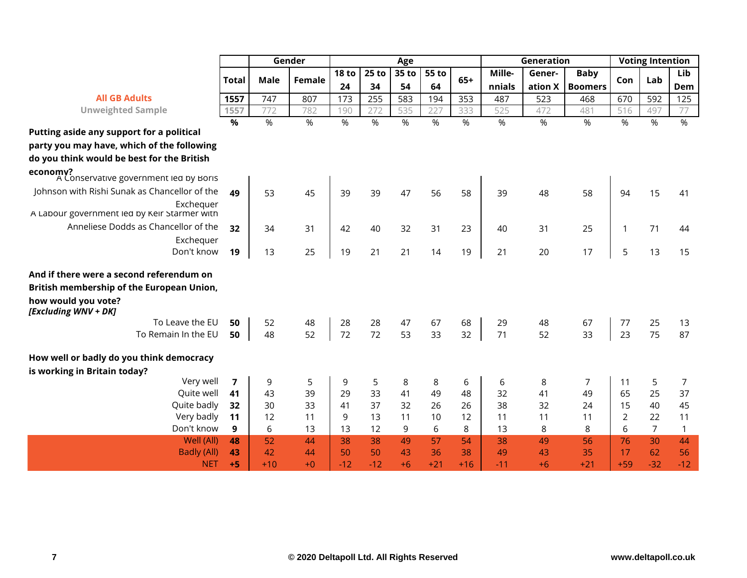| | Total | Gender | | Age | | | | | Generation | | | Voting Intention | | |
|---|---|---|---|---|---|---|---|---|---|---|---|---|---|---|
| | | Male | Female | 18 to 24 | 25 to 34 | 35 to 54 | 55 to 64 | 65+ | Mille-nnials | Gener-ation X | Baby Boomers | Con | Lab | Lib Dem |
| **All GB Adults** | 1557 | 747 | 807 | 173 | 255 | 583 | 194 | 353 | 487 | 523 | 468 | 670 | 592 | 125 |
| Unweighted Sample | 1557 | 772 | 782 | 190 | 272 | 535 | 227 | 333 | 525 | 472 | 481 | 516 | 497 | 77 |
| | % | % | % | % | % | % | % | % | % | % | % | % | % | % |
| **Putting aside any support for a political party you may have, which of the following do you think would be best for the British economy?** | | | | | | | | | | | | | | |
| A Conservative government led by Boris Johnson with Rishi Sunak as Chancellor of the Exchequer | 49 | 53 | 45 | 39 | 39 | 47 | 56 | 58 | 39 | 48 | 58 | 94 | 15 | 41 |
| A Labour government led by Keir Starmer with Anneliese Dodds as Chancellor of the Exchequer | 32 | 34 | 31 | 42 | 40 | 32 | 31 | 23 | 40 | 31 | 25 | 1 | 71 | 44 |
| Don't know | 19 | 13 | 25 | 19 | 21 | 21 | 14 | 19 | 21 | 20 | 17 | 5 | 13 | 15 |
| **And if there were a second referendum on British membership of the European Union, how would you vote?** ***[Excluding WNV + DK]*** | | | | | | | | | | | | | | |
| To Leave the EU | 50 | 52 | 48 | 28 | 28 | 47 | 67 | 68 | 29 | 48 | 67 | 77 | 25 | 13 |
| To Remain In the EU | 50 | 48 | 52 | 72 | 72 | 53 | 33 | 32 | 71 | 52 | 33 | 23 | 75 | 87 |
| **How well or badly do you think democracy is working in Britain today?** | | | | | | | | | | | | | | |
| Very well | 7 | 9 | 5 | 9 | 5 | 8 | 8 | 6 | 6 | 8 | 7 | 11 | 5 | 7 |
| Quite well | 41 | 43 | 39 | 29 | 33 | 41 | 49 | 48 | 32 | 41 | 49 | 65 | 25 | 37 |
| Quite badly | 32 | 30 | 33 | 41 | 37 | 32 | 26 | 26 | 38 | 32 | 24 | 15 | 40 | 45 |
| Very badly | 11 | 12 | 11 | 9 | 13 | 11 | 10 | 12 | 11 | 11 | 11 | 2 | 22 | 11 |
| Don't know | 9 | 6 | 13 | 13 | 12 | 9 | 6 | 8 | 13 | 8 | 8 | 6 | 7 | 1 |
| Well (All) | 48 | 52 | 44 | 38 | 38 | 49 | 57 | 54 | 38 | 49 | 56 | 76 | 30 | 44 |
| Badly (All) | 43 | 42 | 44 | 50 | 50 | 43 | 36 | 38 | 49 | 43 | 35 | 17 | 62 | 56 |
| NET | +5 | +10 | +0 | -12 | -12 | +6 | +21 | +16 | -11 | +6 | +21 | +59 | -32 | -12 |

© 2020 Deltapoll Ltd. All Rights Reserved

www.deltapoll.co.uk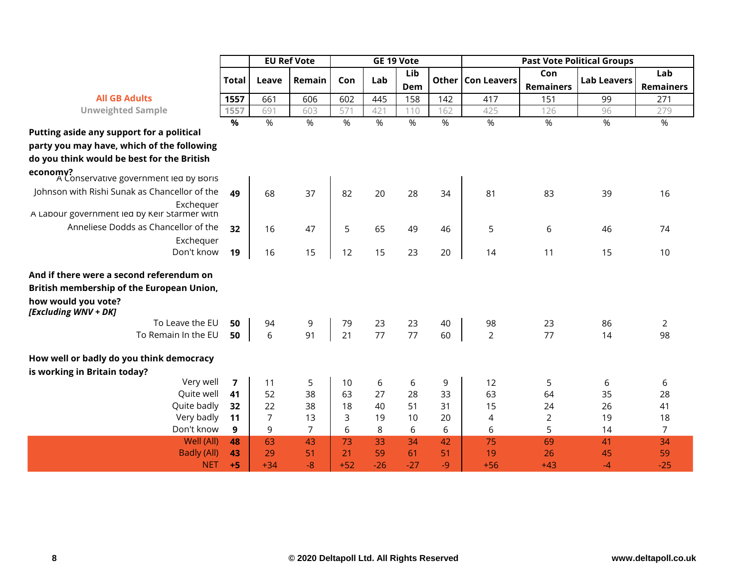| | Total | EU Ref Vote | | GE 19 Vote | | | | Past Vote Political Groups | | | |
|---|---|---|---|---|---|---|---|---|---|---|---|
| | | Leave | Remain | Con | Lab | Lib Dem | Other | Con Leavers | Con Remainers | Lab Leavers | Lab Remainers |
| **All GB Adults** | 1557 | 661 | 606 | 602 | 445 | 158 | 142 | 417 | 151 | 99 | 271 |
| Unweighted Sample | 1557 | 691 | 603 | 571 | 421 | 110 | 162 | 425 | 126 | 96 | 279 |
| | % | % | % | % | % | % | % | % | % | % | % |
| **Putting aside any support for a political party you may have, which of the following do you think would be best for the British economy?** | | | | | | | | | | | |
| A Conservative government led by Boris Johnson with Rishi Sunak as Chancellor of the Exchequer | 49 | 68 | 37 | 82 | 20 | 28 | 34 | 81 | 83 | 39 | 16 |
| A Labour government led by Keir Starmer with Anneliese Dodds as Chancellor of the Exchequer | 32 | 16 | 47 | 5 | 65 | 49 | 46 | 5 | 6 | 46 | 74 |
| Don't know | 19 | 16 | 15 | 12 | 15 | 23 | 20 | 14 | 11 | 15 | 10 |
| **And if there were a second referendum on British membership of the European Union, how would you vote?** ***[Excluding WNV + DK]*** | | | | | | | | | | | |
| To Leave the EU | 50 | 94 | 9 | 79 | 23 | 23 | 40 | 98 | 23 | 86 | 2 |
| To Remain In the EU | 50 | 6 | 91 | 21 | 77 | 77 | 60 | 2 | 77 | 14 | 98 |
| **How well or badly do you think democracy is working in Britain today?** | | | | | | | | | | | |
| Very well | 7 | 11 | 5 | 10 | 6 | 6 | 9 | 12 | 5 | 6 | 6 |
| Quite well | 41 | 52 | 38 | 63 | 27 | 28 | 33 | 63 | 64 | 35 | 28 |
| Quite badly | 32 | 22 | 38 | 18 | 40 | 51 | 31 | 15 | 24 | 26 | 41 |
| Very badly | 11 | 7 | 13 | 3 | 19 | 10 | 20 | 4 | 2 | 19 | 18 |
| Don't know | 9 | 9 | 7 | 6 | 8 | 6 | 6 | 6 | 5 | 14 | 7 |
| Well (All) | 48 | 63 | 43 | 73 | 33 | 34 | 42 | 75 | 69 | 41 | 34 |
| Badly (All) | 43 | 29 | 51 | 21 | 59 | 61 | 51 | 19 | 26 | 45 | 59 |
| NET | +5 | +34 | -8 | +52 | -26 | -27 | -9 | +56 | +43 | -4 | -25 |

© 2020 Deltapoll Ltd. All Rights Reserved www.deltapoll.co.uk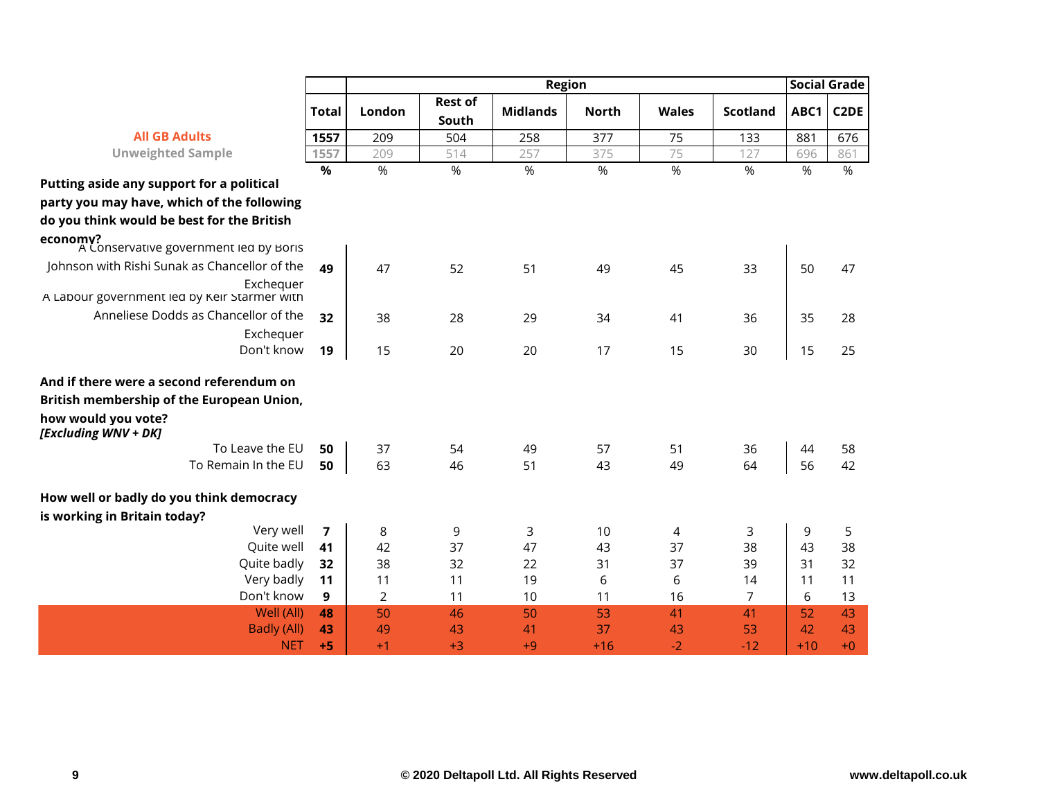| | Total | Region | | | | | | Social Grade | |
|---|---|---|---|---|---|---|---|---|---|
| | | London | Rest of South | Midlands | North | Wales | Scotland | ABC1 | C2DE |
| **All GB Adults** | 1557 | 209 | 504 | 258 | 377 | 75 | 133 | 881 | 676 |
| **Unweighted Sample** | 1557 | 209 | 514 | 257 | 375 | 75 | 127 | 696 | 861 |
| | % | % | % | % | % | % | % | % | % |
| **Putting aside any support for a political party you may have, which of the following do you think would be best for the British economy?** | | | | | | | | | |
| A Conservative government led by Boris Johnson with Rishi Sunak as Chancellor of the Exchequer | 49 | 47 | 52 | 51 | 49 | 45 | 33 | 50 | 47 |
| A Labour government led by Keir Starmer with Anneliese Dodds as Chancellor of the Exchequer | 32 | 38 | 28 | 29 | 34 | 41 | 36 | 35 | 28 |
| Don't know | 19 | 15 | 20 | 20 | 17 | 15 | 30 | 15 | 25 |
| **And if there were a second referendum on British membership of the European Union, how would you vote?** ***[Excluding WNV + DK]*** | | | | | | | | | |
| To Leave the EU | 50 | 37 | 54 | 49 | 57 | 51 | 36 | 44 | 58 |
| To Remain In the EU | 50 | 63 | 46 | 51 | 43 | 49 | 64 | 56 | 42 |
| **How well or badly do you think democracy is working in Britain today?** | | | | | | | | | |
| Very well | 7 | 8 | 9 | 3 | 10 | 4 | 3 | 9 | 5 |
| Quite well | 41 | 42 | 37 | 47 | 43 | 37 | 38 | 43 | 38 |
| Quite badly | 32 | 38 | 32 | 22 | 31 | 37 | 39 | 31 | 32 |
| Very badly | 11 | 11 | 11 | 19 | 6 | 6 | 14 | 11 | 11 |
| Don't know | 9 | 2 | 11 | 10 | 11 | 16 | 7 | 6 | 13 |
| Well (All) | 48 | 50 | 46 | 50 | 53 | 41 | 41 | 52 | 43 |
| Badly (All) | 43 | 49 | 43 | 41 | 37 | 43 | 53 | 42 | 43 |
| NET | +5 | +1 | +3 | +9 | +16 | -2 | -12 | +10 | +0 |

© 2020 Deltapoll Ltd. All Rights Reserved

www.deltapoll.co.uk